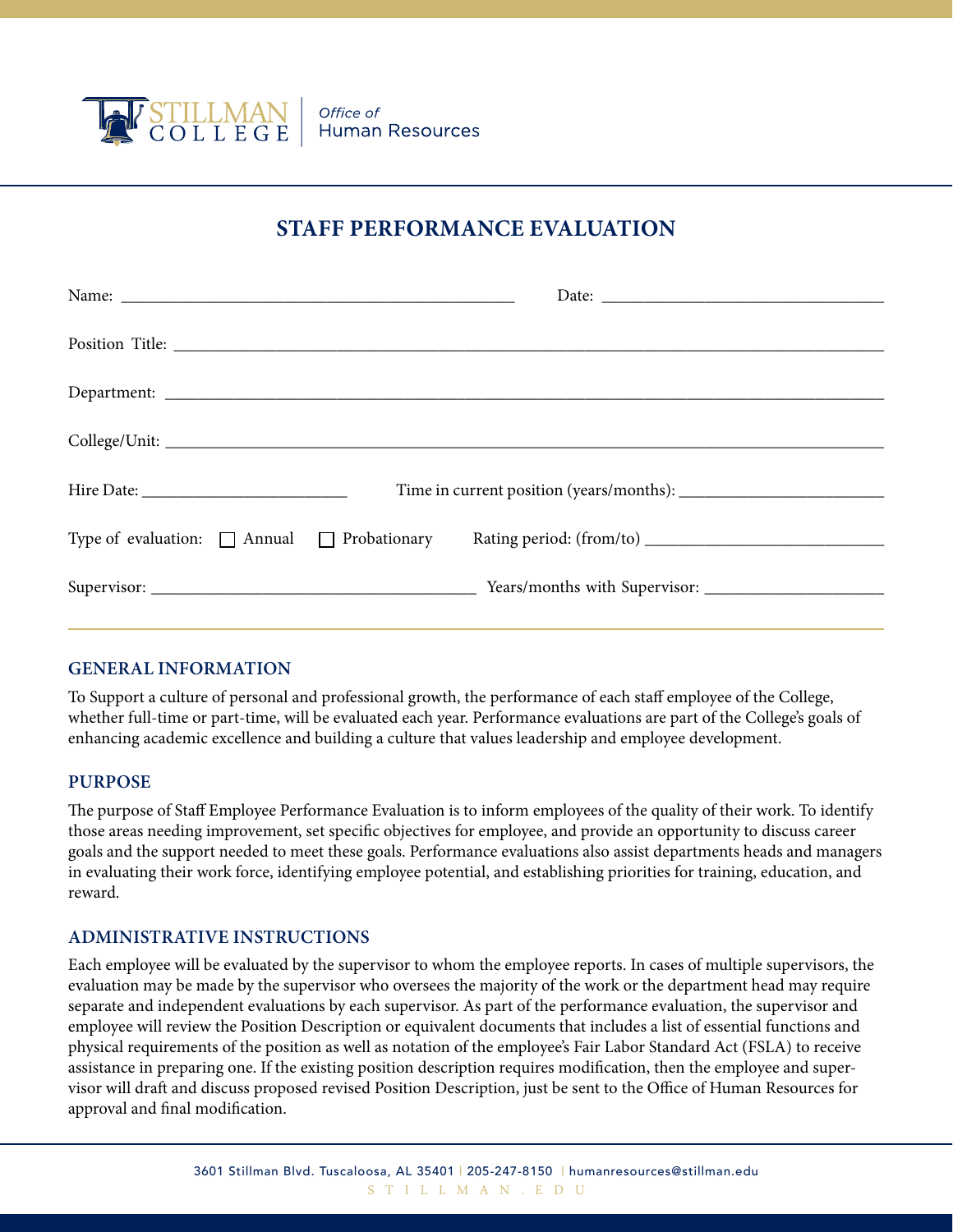STILLMAN COLLEGE | *Office of* Human Resources

# STAFF PERFORMANCE EVALUATION

Name: ______________________________ Date: ______________________

Position Title: ____________________________________________________________

Department: ______________________________________________________________

College/Unit: _____________________________________________________________

Hire Date: ________________ Time in current position (years/months): ________________

Type of evaluation: ☐ Annual ☐ Probationary Rating period: (from/to) ____________________

Supervisor: _________________________ Years/months with Supervisor: ______________

## GENERAL INFORMATION

To Support a culture of personal and professional growth, the performance of each staff employee of the College, whether full-time or part-time, will be evaluated each year. Performance evaluations are part of the College's goals of enhancing academic excellence and building a culture that values leadership and employee development.

## PURPOSE

The purpose of Staff Employee Performance Evaluation is to inform employees of the quality of their work. To identify those areas needing improvement, set specific objectives for employee, and provide an opportunity to discuss career goals and the support needed to meet these goals. Performance evaluations also assist departments heads and managers in evaluating their work force, identifying employee potential, and establishing priorities for training, education, and reward.

## ADMINISTRATIVE INSTRUCTIONS

Each employee will be evaluated by the supervisor to whom the employee reports. In cases of multiple supervisors, the evaluation may be made by the supervisor who oversees the majority of the work or the department head may require separate and independent evaluations by each supervisor. As part of the performance evaluation, the supervisor and employee will review the Position Description or equivalent documents that includes a list of essential functions and physical requirements of the position as well as notation of the employee's Fair Labor Standard Act (FSLA) to receive assistance in preparing one. If the existing position description requires modification, then the employee and supervisor will draft and discuss proposed revised Position Description, just be sent to the Office of Human Resources for approval and final modification.

3601 Stillman Blvd. Tuscaloosa, AL 35401 | 205-247-8150 | humanresources@stillman.edu
STILLMAN.EDU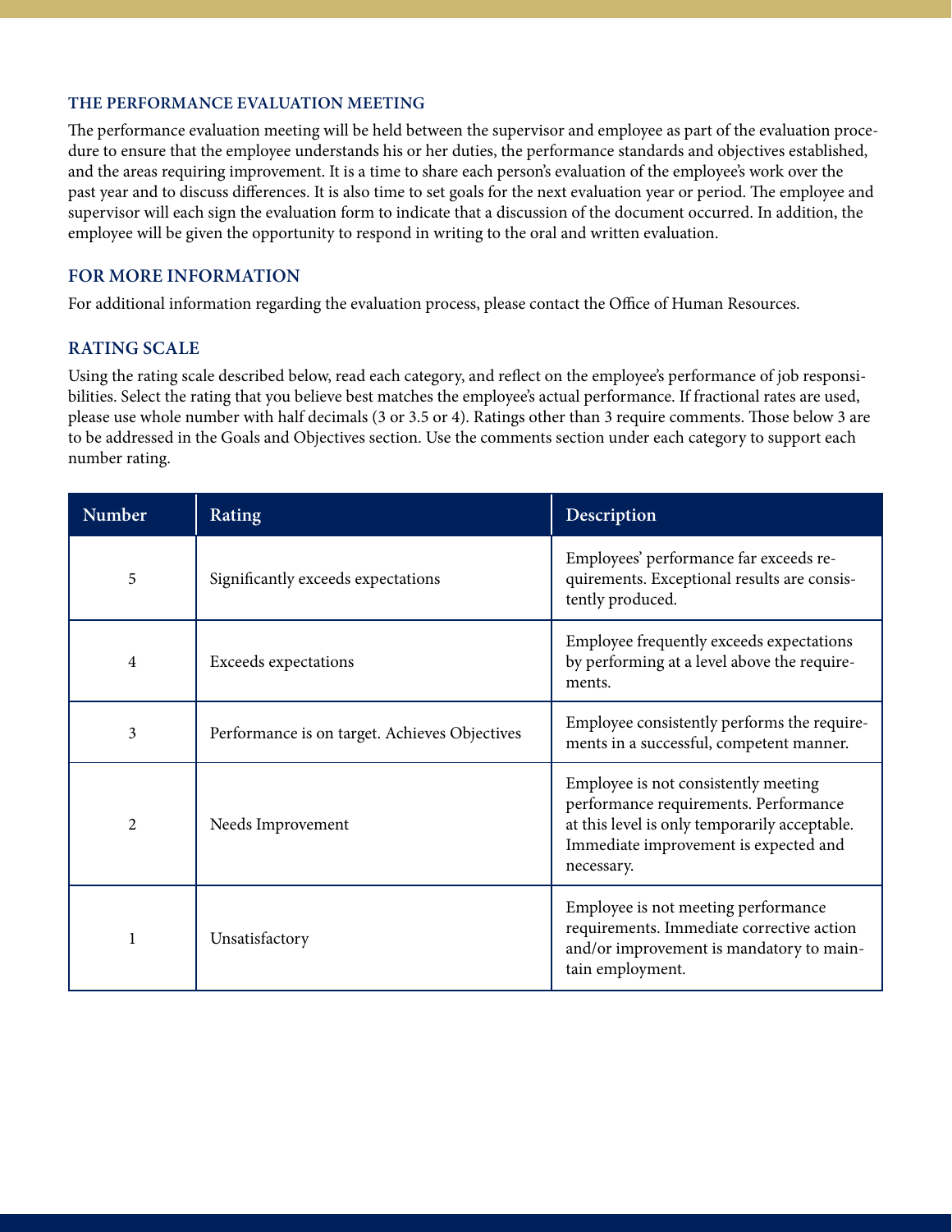## THE PERFORMANCE EVALUATION MEETING

The performance evaluation meeting will be held between the supervisor and employee as part of the evaluation procedure to ensure that the employee understands his or her duties, the performance standards and objectives established, and the areas requiring improvement. It is a time to share each person's evaluation of the employee's work over the past year and to discuss differences. It is also time to set goals for the next evaluation year or period. The employee and supervisor will each sign the evaluation form to indicate that a discussion of the document occurred. In addition, the employee will be given the opportunity to respond in writing to the oral and written evaluation.

## FOR MORE INFORMATION

For additional information regarding the evaluation process, please contact the Office of Human Resources.

## RATING SCALE

Using the rating scale described below, read each category, and reflect on the employee's performance of job responsibilities. Select the rating that you believe best matches the employee's actual performance. If fractional rates are used, please use whole number with half decimals (3 or 3.5 or 4). Ratings other than 3 require comments. Those below 3 are to be addressed in the Goals and Objectives section. Use the comments section under each category to support each number rating.

| Number | Rating | Description |
|---|---|---|
| 5 | Significantly exceeds expectations | Employees' performance far exceeds requirements. Exceptional results are consistently produced. |
| 4 | Exceeds expectations | Employee frequently exceeds expectations by performing at a level above the requirements. |
| 3 | Performance is on target. Achieves Objectives | Employee consistently performs the requirements in a successful, competent manner. |
| 2 | Needs Improvement | Employee is not consistently meeting performance requirements. Performance at this level is only temporarily acceptable. Immediate improvement is expected and necessary. |
| 1 | Unsatisfactory | Employee is not meeting performance requirements. Immediate corrective action and/or improvement is mandatory to maintain employment. |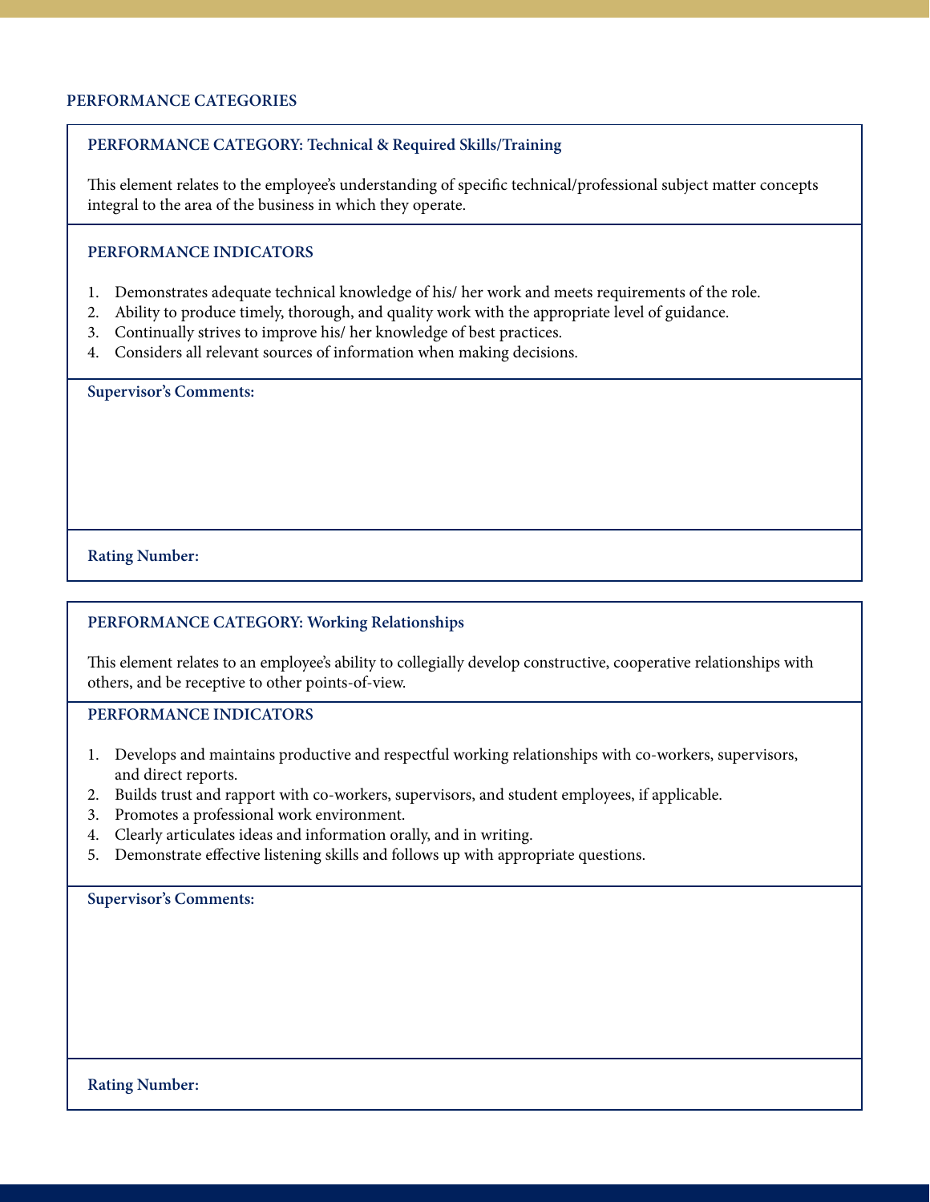## PERFORMANCE CATEGORIES

### PERFORMANCE CATEGORY: Technical & Required Skills/Training

This element relates to the employee's understanding of specific technical/professional subject matter concepts integral to the area of the business in which they operate.

**PERFORMANCE INDICATORS**

1. Demonstrates adequate technical knowledge of his/ her work and meets requirements of the role.
2. Ability to produce timely, thorough, and quality work with the appropriate level of guidance.
3. Continually strives to improve his/ her knowledge of best practices.
4. Considers all relevant sources of information when making decisions.

**Supervisor's Comments:**

**Rating Number:**

### PERFORMANCE CATEGORY: Working Relationships

This element relates to an employee's ability to collegially develop constructive, cooperative relationships with others, and be receptive to other points-of-view.

**PERFORMANCE INDICATORS**

1. Develops and maintains productive and respectful working relationships with co-workers, supervisors, and direct reports.
2. Builds trust and rapport with co-workers, supervisors, and student employees, if applicable.
3. Promotes a professional work environment.
4. Clearly articulates ideas and information orally, and in writing.
5. Demonstrate effective listening skills and follows up with appropriate questions.

**Supervisor's Comments:**

**Rating Number:**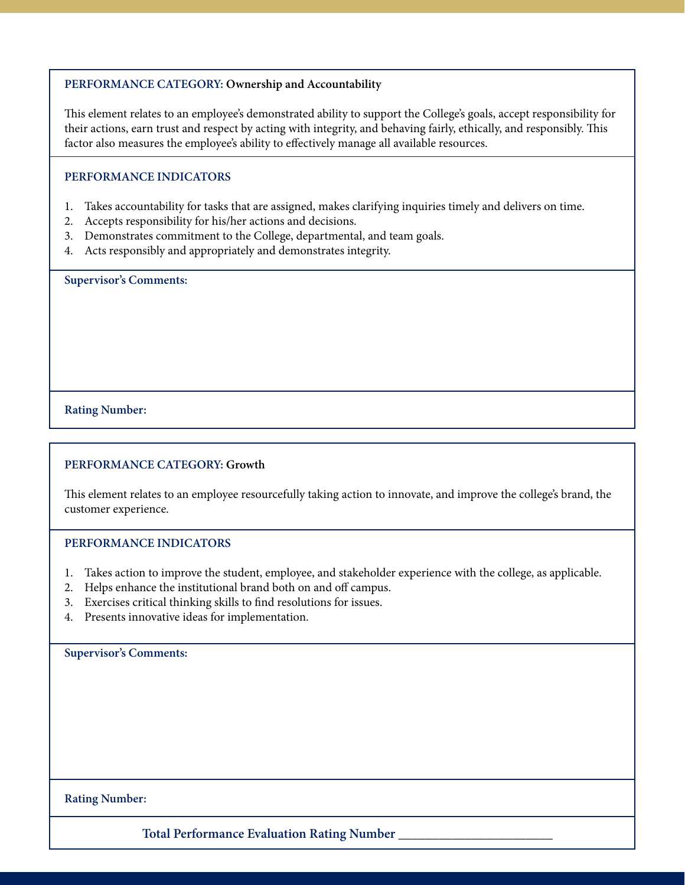**PERFORMANCE CATEGORY: Ownership and Accountability**

This element relates to an employee's demonstrated ability to support the College's goals, accept responsibility for their actions, earn trust and respect by acting with integrity, and behaving fairly, ethically, and responsibly. This factor also measures the employee's ability to effectively manage all available resources.

**PERFORMANCE INDICATORS**

1. Takes accountability for tasks that are assigned, makes clarifying inquiries timely and delivers on time.
2. Accepts responsibility for his/her actions and decisions.
3. Demonstrates commitment to the College, departmental, and team goals.
4. Acts responsibly and appropriately and demonstrates integrity.

**Supervisor's Comments:**

**Rating Number:**

**PERFORMANCE CATEGORY: Growth**

This element relates to an employee resourcefully taking action to innovate, and improve the college's brand, the customer experience.

**PERFORMANCE INDICATORS**

1. Takes action to improve the student, employee, and stakeholder experience with the college, as applicable.
2. Helps enhance the institutional brand both on and off campus.
3. Exercises critical thinking skills to find resolutions for issues.
4. Presents innovative ideas for implementation.

**Supervisor's Comments:**

**Rating Number:**

**Total Performance Evaluation Rating Number** ________________________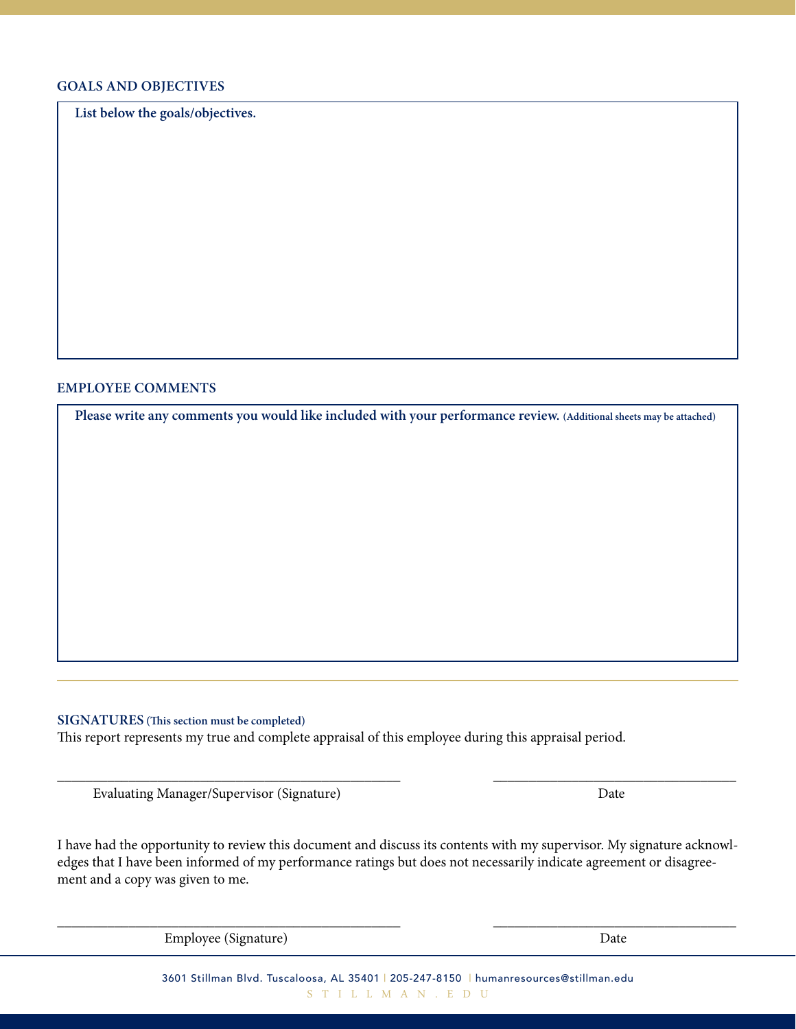## GOALS AND OBJECTIVES

**List below the goals/objectives.**

## EMPLOYEE COMMENTS

**Please write any comments you would like included with your performance review.** **(Additional sheets may be attached)**

---

**SIGNATURES (This section must be completed)**

This report represents my true and complete appraisal of this employee during this appraisal period.

_______________________________________________ &nbsp;&nbsp;&nbsp;&nbsp; _________________________________

Evaluating Manager/Supervisor (Signature) &nbsp;&nbsp;&nbsp;&nbsp; Date

I have had the opportunity to review this document and discuss its contents with my supervisor. My signature acknowledges that I have been informed of my performance ratings but does not necessarily indicate agreement or disagreement and a copy was given to me.

_______________________________________________ &nbsp;&nbsp;&nbsp;&nbsp; _________________________________

Employee (Signature) &nbsp;&nbsp;&nbsp;&nbsp; Date

3601 Stillman Blvd. Tuscaloosa, AL 35401 | 205-247-8150 | humanresources@stillman.edu

STILLMAN.EDU